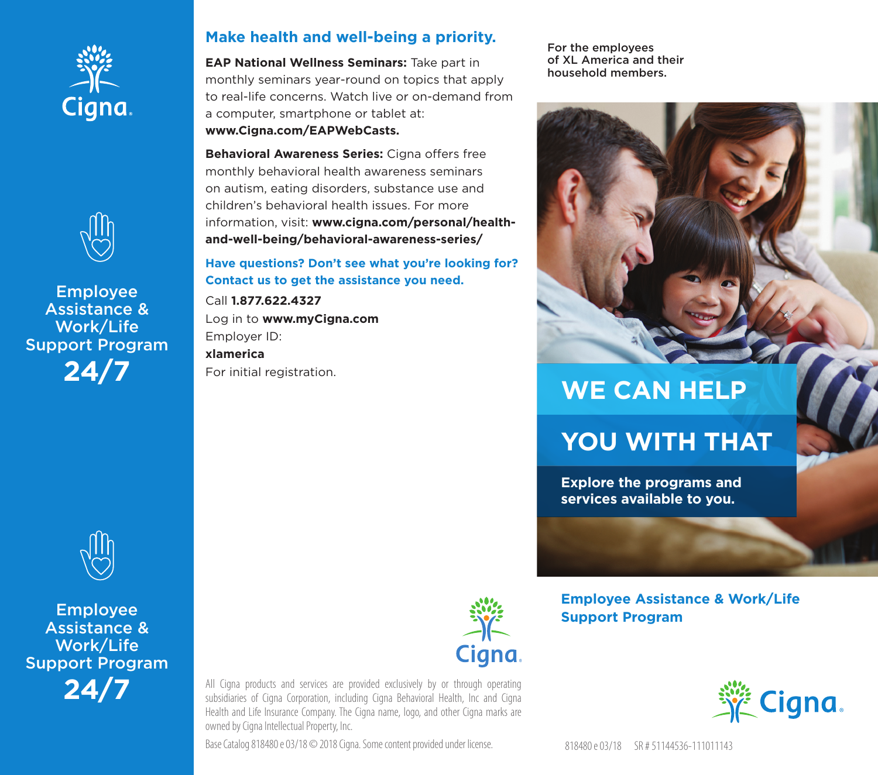Cigna

Employee Assistance & Work/Life Support Program

**24/7**

Employee Assistance & Work/Life Support Program

**24/7**

## Make health and well-being a priority.

**EAP National Wellness Seminars:** Take part in monthly seminars year-round on topics that apply to real-life concerns. Watch live or on-demand from a computer, smartphone or tablet at: **www.Cigna.com/EAPWebCasts.**

**Behavioral Awareness Series:** Cigna offers free monthly behavioral health awareness seminars on autism, eating disorders, substance use and children's behavioral health issues. For more information, visit: **www.cigna.com/personal/health-and-well-being/behavioral-awareness-series/**

### Have questions? Don't see what you're looking for? Contact us to get the assistance you need.

Call **1.877.622.4327**
Log in to **www.myCigna.com**
Employer ID:
**xlamerica**
For initial registration.

Cigna

All Cigna products and services are provided exclusively by or through operating subsidiaries of Cigna Corporation, including Cigna Behavioral Health, Inc and Cigna Health and Life Insurance Company. The Cigna name, logo, and other Cigna marks are owned by Cigna Intellectual Property, Inc.

Base Catalog 818480 e 03/18 © 2018 Cigna. Some content provided under license.

For the employees of XL America and their household members.

# WE CAN HELP YOU WITH THAT

**Explore the programs and services available to you.**

## Employee Assistance & Work/Life Support Program

Cigna

818480 e 03/18 SR # 51144536-111011143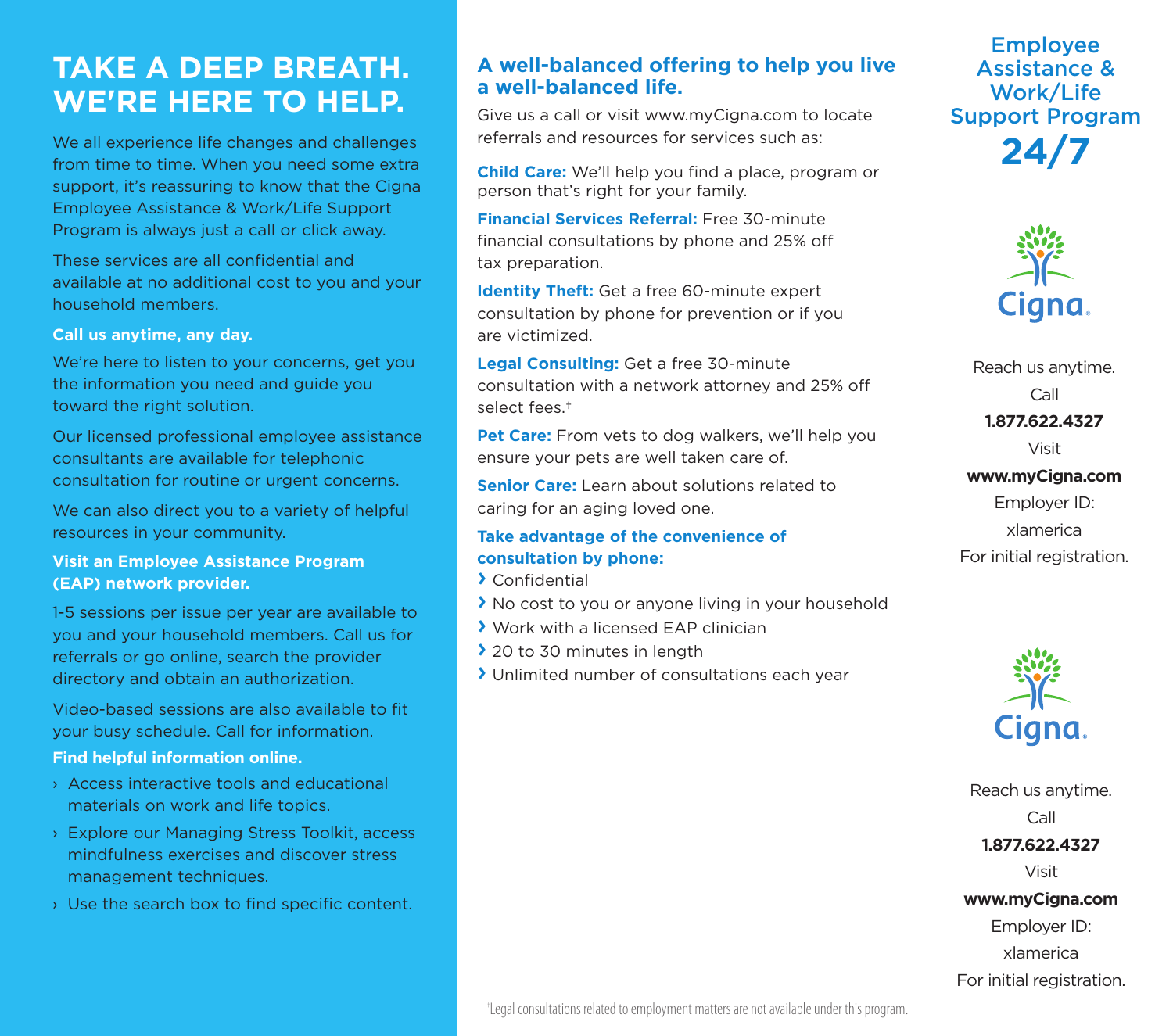# TAKE A DEEP BREATH. WE'RE HERE TO HELP.

We all experience life changes and challenges from time to time. When you need some extra support, it's reassuring to know that the Cigna Employee Assistance & Work/Life Support Program is always just a call or click away.

These services are all confidential and available at no additional cost to you and your household members.

**Call us anytime, any day.**

We're here to listen to your concerns, get you the information you need and guide you toward the right solution.

Our licensed professional employee assistance consultants are available for telephonic consultation for routine or urgent concerns.

We can also direct you to a variety of helpful resources in your community.

**Visit an Employee Assistance Program (EAP) network provider.**

1-5 sessions per issue per year are available to you and your household members. Call us for referrals or go online, search the provider directory and obtain an authorization.

Video-based sessions are also available to fit your busy schedule. Call for information.

**Find helpful information online.**

- Access interactive tools and educational materials on work and life topics.
- Explore our Managing Stress Toolkit, access mindfulness exercises and discover stress management techniques.
- Use the search box to find specific content.

## A well-balanced offering to help you live a well-balanced life.

Give us a call or visit www.myCigna.com to locate referrals and resources for services such as:

**Child Care:** We'll help you find a place, program or person that's right for your family.

**Financial Services Referral:** Free 30-minute financial consultations by phone and 25% off tax preparation.

**Identity Theft:** Get a free 60-minute expert consultation by phone for prevention or if you are victimized.

**Legal Consulting:** Get a free 30-minute consultation with a network attorney and 25% off select fees.†

**Pet Care:** From vets to dog walkers, we'll help you ensure your pets are well taken care of.

**Senior Care:** Learn about solutions related to caring for an aging loved one.

**Take advantage of the convenience of consultation by phone:**

- Confidential
- No cost to you or anyone living in your household
- Work with a licensed EAP clinician
- 20 to 30 minutes in length
- Unlimited number of consultations each year

†Legal consultations related to employment matters are not available under this program.

## Employee Assistance & Work/Life Support Program 24/7

Cigna

Reach us anytime.
Call
**1.877.622.4327**
Visit
**www.myCigna.com**
Employer ID:
xlamerica
For initial registration.

Cigna

Reach us anytime.
Call
**1.877.622.4327**
Visit
**www.myCigna.com**
Employer ID:
xlamerica
For initial registration.